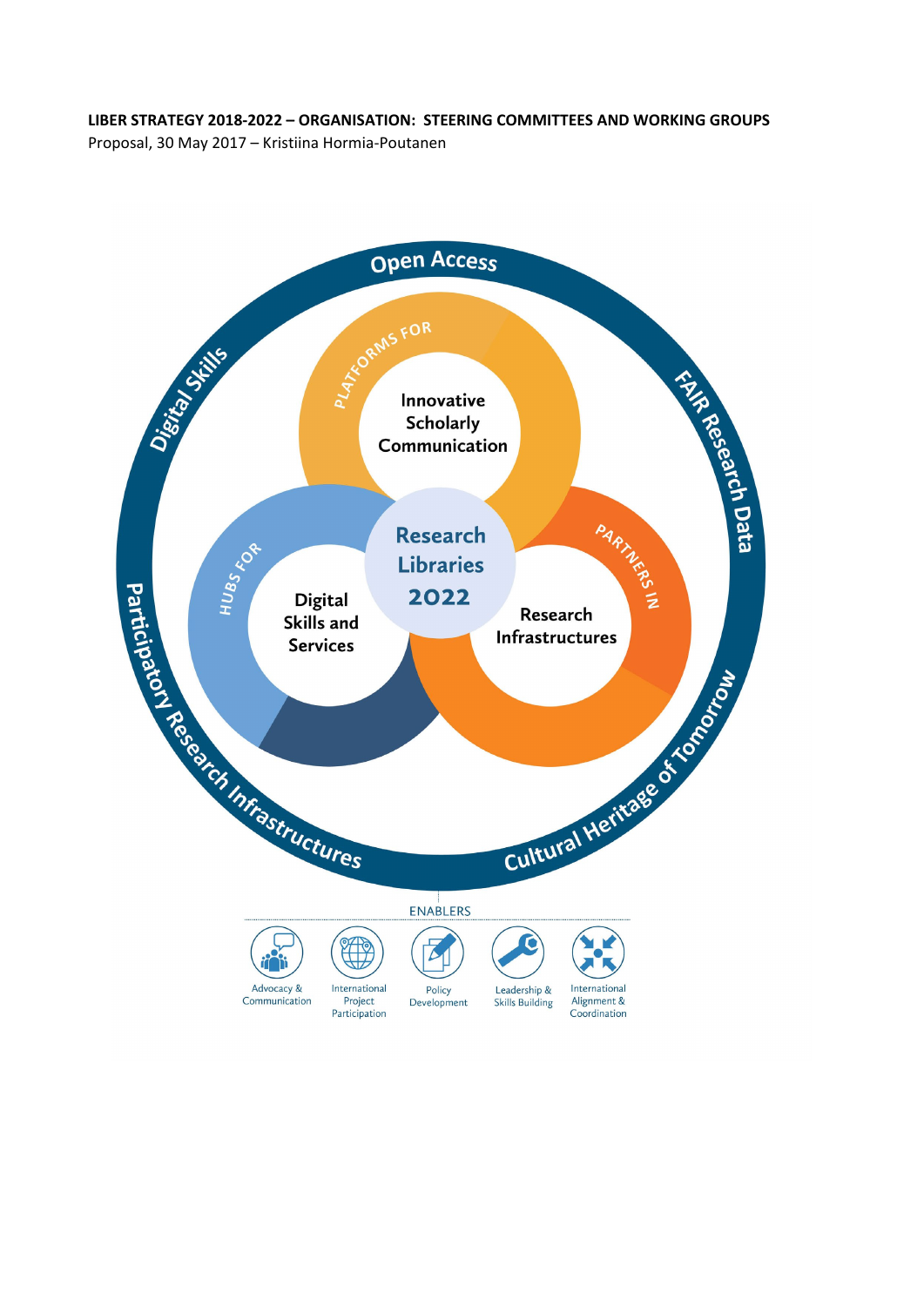**LIBER STRATEGY 2018-2022 – ORGANISATION: STEERING COMMITTEES AND WORKING GROUPS**

Proposal, 30 May 2017 – Kristiina Hormia-Poutanen

Open Access

FAIR Research Data

Cultural Heritage of Tomorrow

Participatory Research Infrastructures

Digital Skills

PLATFORMS FOR Innovative Scholarly Communication

HUBS FOR Digital Skills and Services

PARTNERS IN Research Infrastructures

Research Libraries 2022

ENABLERS

- Advocacy & Communication
- International Project Participation
- Policy Development
- Leadership & Skills Building
- International Alignment & Coordination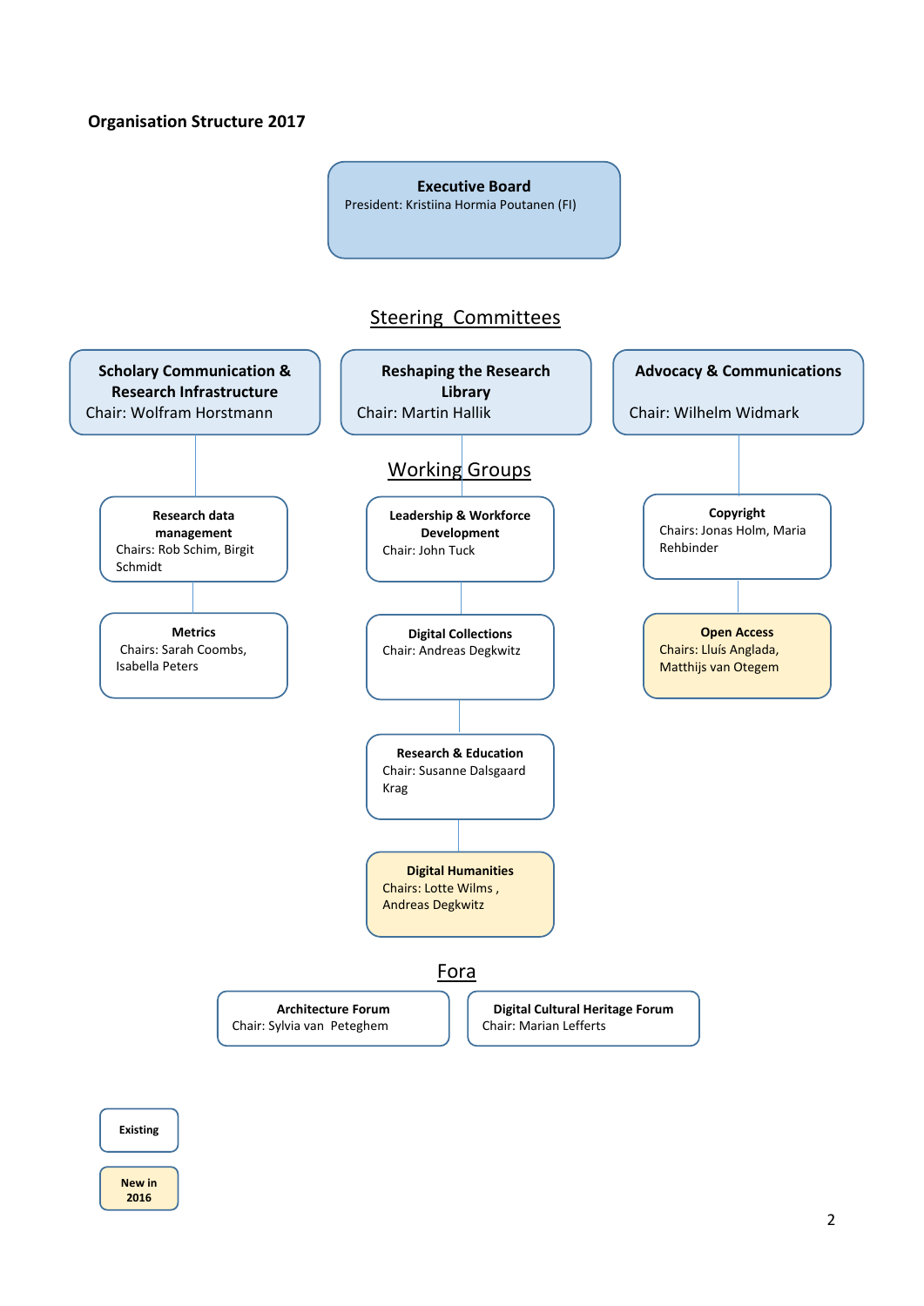**Organisation Structure 2017**

## Executive Board

President: Kristiina Hormia Poutanen (FI)

## Steering Committees

**Scholary Communication & Research Infrastructure**
Chair: Wolfram Horstmann

**Reshaping the Research Library**
Chair: Martin Hallik

**Advocacy & Communications**
Chair: Wilhelm Widmark

## Working Groups

*Scholary Communication & Research Infrastructure:*

- **Research data management** — Chairs: Rob Schim, Birgit Schmidt
- **Metrics** — Chairs: Sarah Coombs, Isabella Peters

*Reshaping the Research Library:*

- **Leadership & Workforce Development** — Chair: John Tuck
- **Digital Collections** — Chair: Andreas Degkwitz
- **Research & Education** — Chair: Susanne Dalsgaard Krag
- **Digital Humanities** (New in 2016) — Chairs: Lotte Wilms , Andreas Degkwitz

*Advocacy & Communications:*

- **Copyright** — Chairs: Jonas Holm, Maria Rehbinder
- **Open Access** (New in 2016) — Chairs: Lluís Anglada, Matthijs van Otegem

## Fora

- **Architecture Forum** — Chair: Sylvia van Peteghem
- **Digital Cultural Heritage Forum** — Chair: Marian Lefferts

Legend: Existing; New in 2016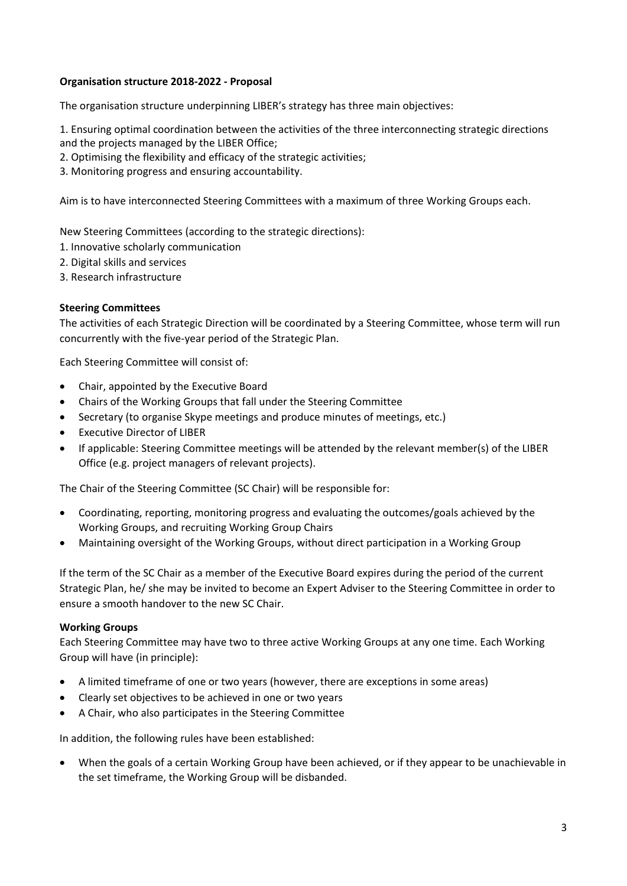**Organisation structure 2018-2022 - Proposal**

The organisation structure underpinning LIBER's strategy has three main objectives:

1. Ensuring optimal coordination between the activities of the three interconnecting strategic directions and the projects managed by the LIBER Office;
2. Optimising the flexibility and efficacy of the strategic activities;
3. Monitoring progress and ensuring accountability.

Aim is to have interconnected Steering Committees with a maximum of three Working Groups each.

New Steering Committees (according to the strategic directions):

1. Innovative scholarly communication
2. Digital skills and services
3. Research infrastructure

**Steering Committees**

The activities of each Strategic Direction will be coordinated by a Steering Committee, whose term will run concurrently with the five-year period of the Strategic Plan.

Each Steering Committee will consist of:

- Chair, appointed by the Executive Board
- Chairs of the Working Groups that fall under the Steering Committee
- Secretary (to organise Skype meetings and produce minutes of meetings, etc.)
- Executive Director of LIBER
- If applicable: Steering Committee meetings will be attended by the relevant member(s) of the LIBER Office (e.g. project managers of relevant projects).

The Chair of the Steering Committee (SC Chair) will be responsible for:

- Coordinating, reporting, monitoring progress and evaluating the outcomes/goals achieved by the Working Groups, and recruiting Working Group Chairs
- Maintaining oversight of the Working Groups, without direct participation in a Working Group

If the term of the SC Chair as a member of the Executive Board expires during the period of the current Strategic Plan, he/ she may be invited to become an Expert Adviser to the Steering Committee in order to ensure a smooth handover to the new SC Chair.

**Working Groups**

Each Steering Committee may have two to three active Working Groups at any one time. Each Working Group will have (in principle):

- A limited timeframe of one or two years (however, there are exceptions in some areas)
- Clearly set objectives to be achieved in one or two years
- A Chair, who also participates in the Steering Committee

In addition, the following rules have been established:

- When the goals of a certain Working Group have been achieved, or if they appear to be unachievable in the set timeframe, the Working Group will be disbanded.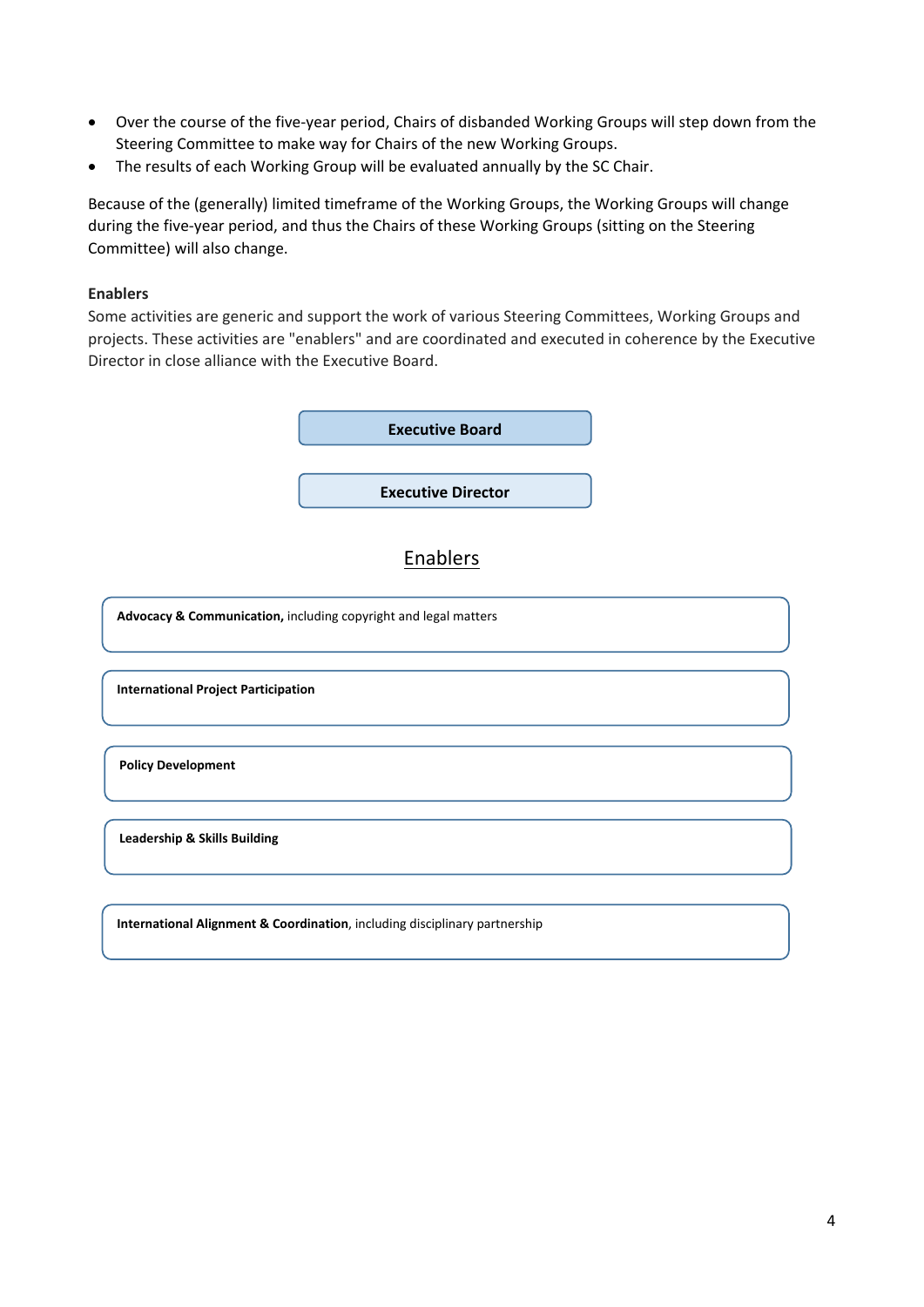- Over the course of the five-year period, Chairs of disbanded Working Groups will step down from the Steering Committee to make way for Chairs of the new Working Groups.
- The results of each Working Group will be evaluated annually by the SC Chair.

Because of the (generally) limited timeframe of the Working Groups, the Working Groups will change during the five-year period, and thus the Chairs of these Working Groups (sitting on the Steering Committee) will also change.

**Enablers**

Some activities are generic and support the work of various Steering Committees, Working Groups and projects. These activities are "enablers" and are coordinated and executed in coherence by the Executive Director in close alliance with the Executive Board.

**Executive Board**

**Executive Director**

## Enablers

**Advocacy & Communication,** including copyright and legal matters

**International Project Participation**

**Policy Development**

**Leadership & Skills Building**

**International Alignment & Coordination**, including disciplinary partnership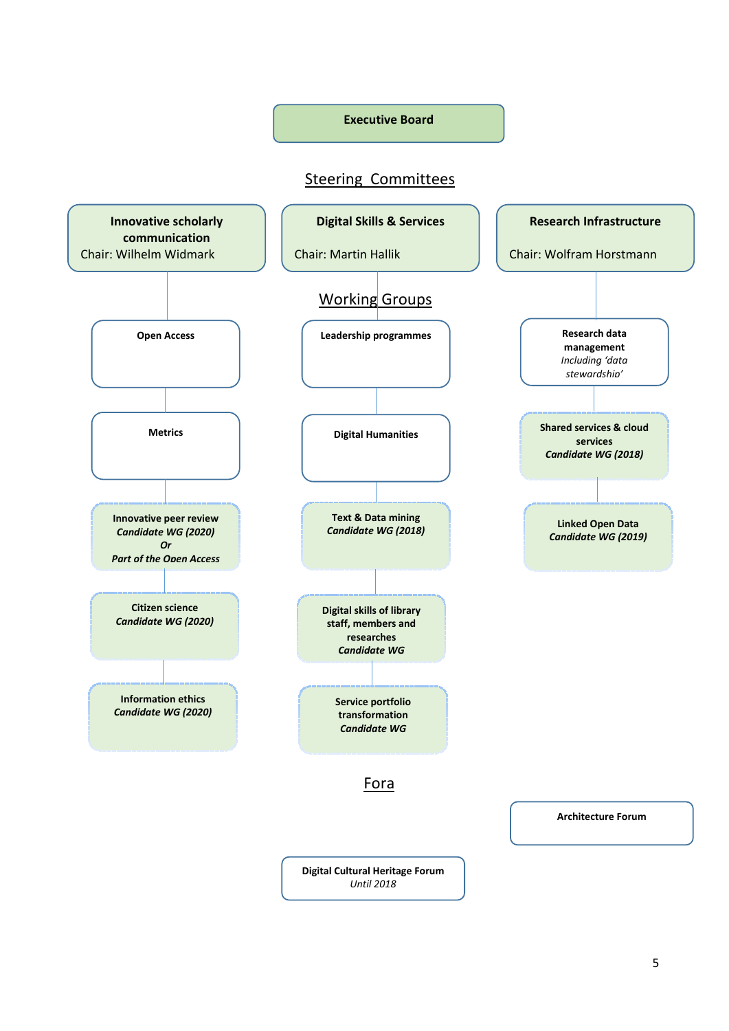**Executive Board**

## Steering Committees

**Innovative scholarly communication**
Chair: Wilhelm Widmark

**Digital Skills & Services**
Chair: Martin Hallik

**Research Infrastructure**
Chair: Wolfram Horstmann

## Working Groups

**Innovative scholarly communication**

- **Open Access**
- **Metrics**
- **Innovative peer review**
  ***Candidate WG (2020)***
  ***Or***
  ***Part of the Open Access***
- **Citizen science**
  ***Candidate WG (2020)***
- **Information ethics**
  ***Candidate WG (2020)***

**Digital Skills & Services**

- **Leadership programmes**
- **Digital Humanities**
- **Text & Data mining**
  ***Candidate WG (2018)***
- **Digital skills of library staff, members and researches**
  ***Candidate WG***
- **Service portfolio transformation**
  ***Candidate WG***

**Research Infrastructure**

- **Research data management**
  *Including 'data stewardship'*
- **Shared services & cloud services**
  ***Candidate WG (2018)***
- **Linked Open Data**
  ***Candidate WG (2019)***

## Fora

**Architecture Forum**

**Digital Cultural Heritage Forum**
*Until 2018*